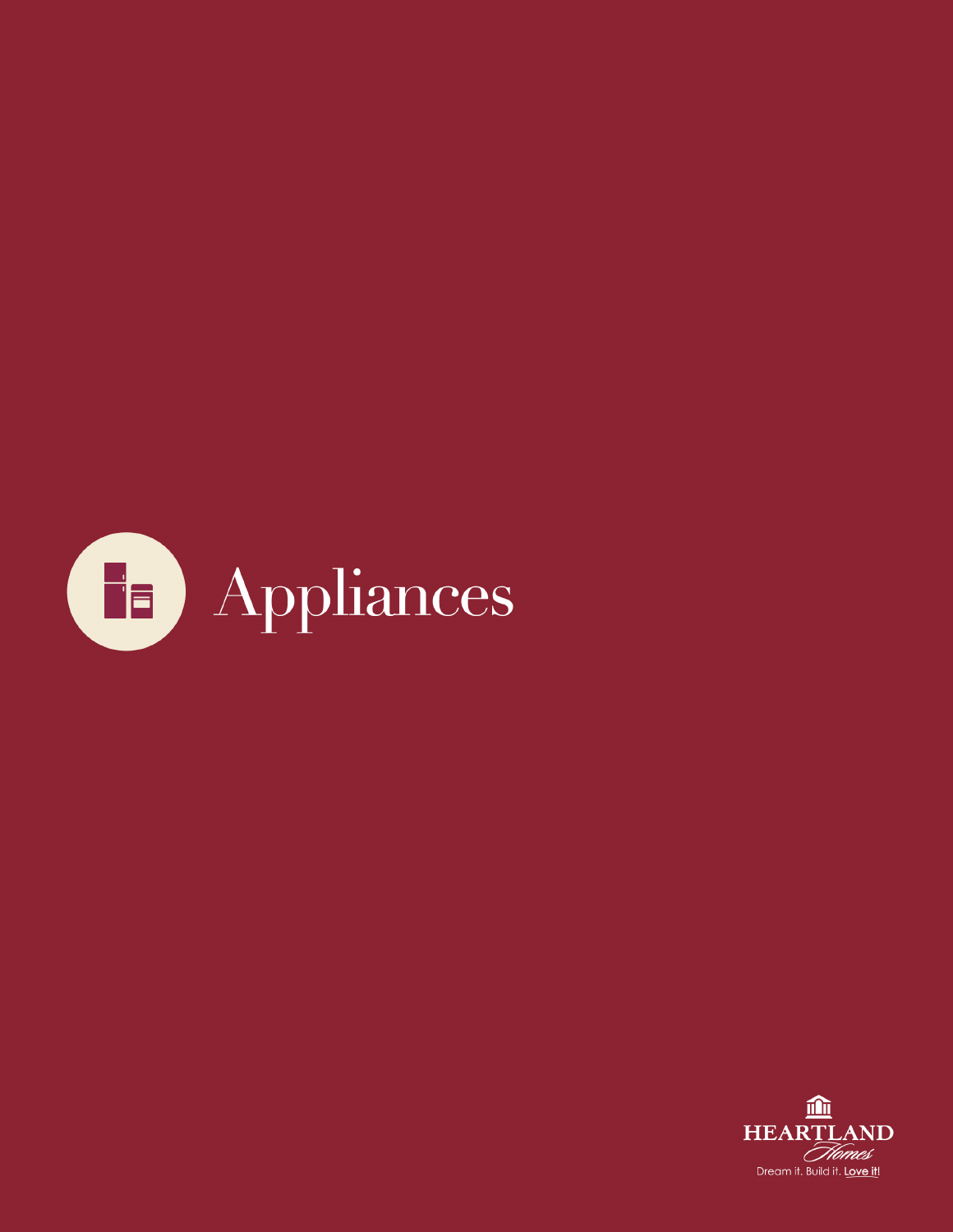# Appliances

HEARTLAND *Homes*

Dream it. Build it. Love it!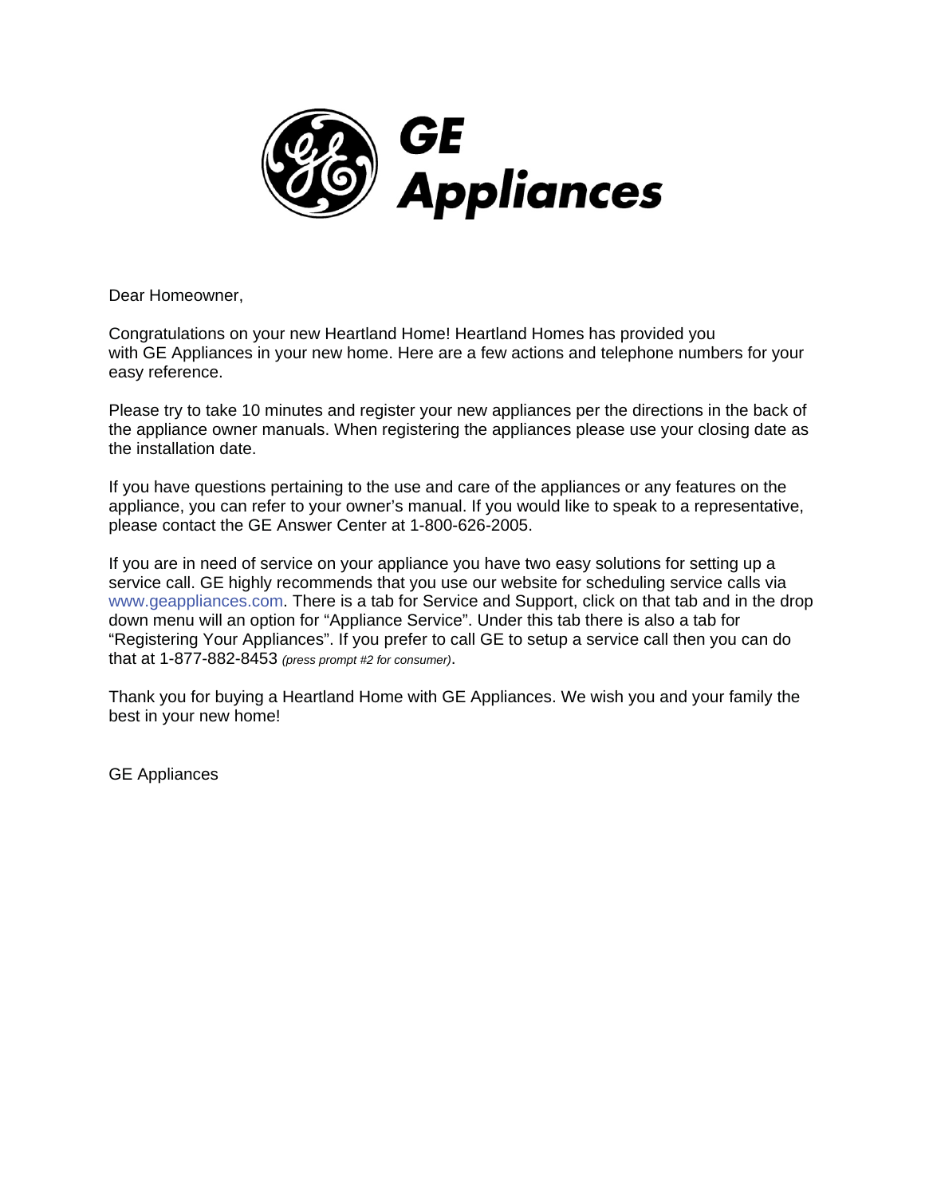# GE Appliances

Dear Homeowner,

Congratulations on your new Heartland Home! Heartland Homes has provided you with GE Appliances in your new home. Here are a few actions and telephone numbers for your easy reference.

Please try to take 10 minutes and register your new appliances per the directions in the back of the appliance owner manuals. When registering the appliances please use your closing date as the installation date.

If you have questions pertaining to the use and care of the appliances or any features on the appliance, you can refer to your owner's manual. If you would like to speak to a representative, please contact the GE Answer Center at 1-800-626-2005.

If you are in need of service on your appliance you have two easy solutions for setting up a service call. GE highly recommends that you use our website for scheduling service calls via www.geappliances.com. There is a tab for Service and Support, click on that tab and in the drop down menu will an option for "Appliance Service". Under this tab there is also a tab for "Registering Your Appliances". If you prefer to call GE to setup a service call then you can do that at 1-877-882-8453 *(press prompt #2 for consumer)*.

Thank you for buying a Heartland Home with GE Appliances. We wish you and your family the best in your new home!

GE Appliances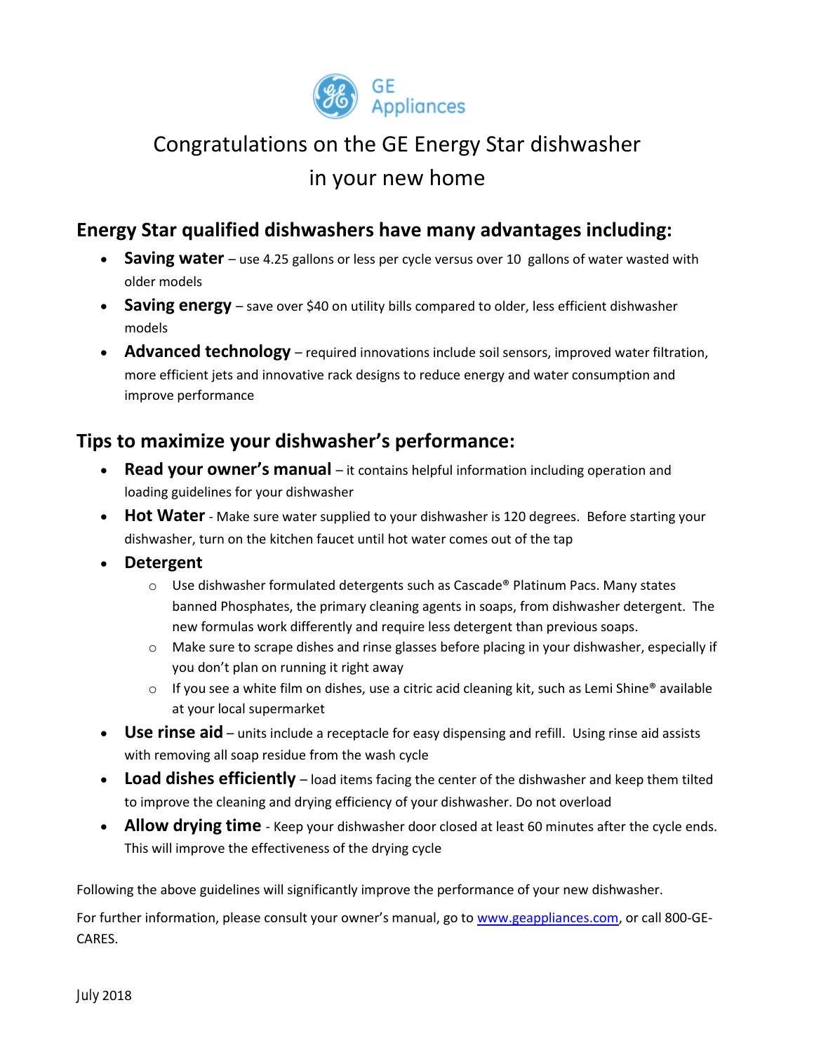GE Appliances

# Congratulations on the GE Energy Star dishwasher in your new home

## Energy Star qualified dishwashers have many advantages including:

- **Saving water** – use 4.25 gallons or less per cycle versus over 10 gallons of water wasted with older models
- **Saving energy** – save over $40 on utility bills compared to older, less efficient dishwasher models
- **Advanced technology** – required innovations include soil sensors, improved water filtration, more efficient jets and innovative rack designs to reduce energy and water consumption and improve performance

## Tips to maximize your dishwasher's performance:

- **Read your owner's manual** – it contains helpful information including operation and loading guidelines for your dishwasher
- **Hot Water** - Make sure water supplied to your dishwasher is 120 degrees. Before starting your dishwasher, turn on the kitchen faucet until hot water comes out of the tap
- **Detergent**
  - Use dishwasher formulated detergents such as Cascade® Platinum Pacs. Many states banned Phosphates, the primary cleaning agents in soaps, from dishwasher detergent. The new formulas work differently and require less detergent than previous soaps.
  - Make sure to scrape dishes and rinse glasses before placing in your dishwasher, especially if you don't plan on running it right away
  - If you see a white film on dishes, use a citric acid cleaning kit, such as Lemi Shine® available at your local supermarket
- **Use rinse aid** – units include a receptacle for easy dispensing and refill. Using rinse aid assists with removing all soap residue from the wash cycle
- **Load dishes efficiently** – load items facing the center of the dishwasher and keep them tilted to improve the cleaning and drying efficiency of your dishwasher. Do not overload
- **Allow drying time** - Keep your dishwasher door closed at least 60 minutes after the cycle ends. This will improve the effectiveness of the drying cycle

Following the above guidelines will significantly improve the performance of your new dishwasher.

For further information, please consult your owner's manual, go to [www.geappliances.com](http://www.geappliances.com), or call 800-GE-CARES.

July 2018